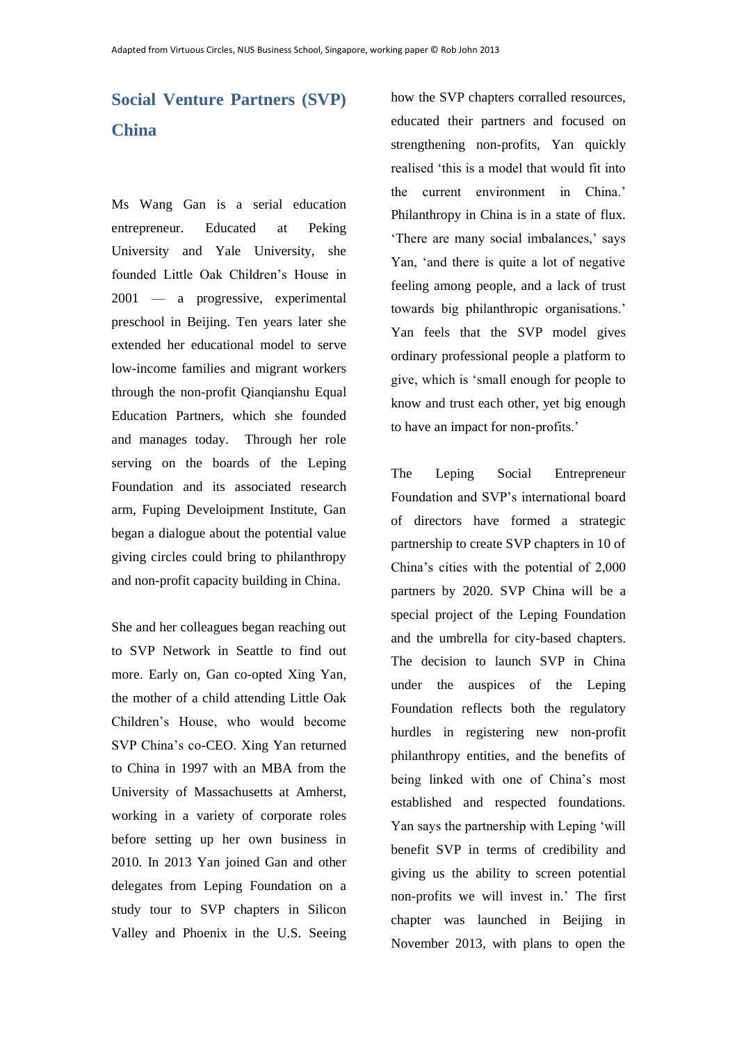Adapted from Virtuous Circles, NUS Business School, Singapore, working paper © Rob John 2013

# Social Venture Partners (SVP) China

Ms Wang Gan is a serial education entrepreneur. Educated at Peking University and Yale University, she founded Little Oak Children's House in 2001 — a progressive, experimental preschool in Beijing. Ten years later she extended her educational model to serve low-income families and migrant workers through the non-profit Qianqianshu Equal Education Partners, which she founded and manages today. Through her role serving on the boards of the Leping Foundation and its associated research arm, Fuping Develoipment Institute, Gan began a dialogue about the potential value giving circles could bring to philanthropy and non-profit capacity building in China.

She and her colleagues began reaching out to SVP Network in Seattle to find out more. Early on, Gan co-opted Xing Yan, the mother of a child attending Little Oak Children's House, who would become SVP China's co-CEO. Xing Yan returned to China in 1997 with an MBA from the University of Massachusetts at Amherst, working in a variety of corporate roles before setting up her own business in 2010. In 2013 Yan joined Gan and other delegates from Leping Foundation on a study tour to SVP chapters in Silicon Valley and Phoenix in the U.S. Seeing how the SVP chapters corralled resources, educated their partners and focused on strengthening non-profits, Yan quickly realised 'this is a model that would fit into the current environment in China.' Philanthropy in China is in a state of flux. 'There are many social imbalances,' says Yan, 'and there is quite a lot of negative feeling among people, and a lack of trust towards big philanthropic organisations.' Yan feels that the SVP model gives ordinary professional people a platform to give, which is 'small enough for people to know and trust each other, yet big enough to have an impact for non-profits.'

The Leping Social Entrepreneur Foundation and SVP's international board of directors have formed a strategic partnership to create SVP chapters in 10 of China's cities with the potential of 2,000 partners by 2020. SVP China will be a special project of the Leping Foundation and the umbrella for city-based chapters. The decision to launch SVP in China under the auspices of the Leping Foundation reflects both the regulatory hurdles in registering new non-profit philanthropy entities, and the benefits of being linked with one of China's most established and respected foundations. Yan says the partnership with Leping 'will benefit SVP in terms of credibility and giving us the ability to screen potential non-profits we will invest in.' The first chapter was launched in Beijing in November 2013, with plans to open the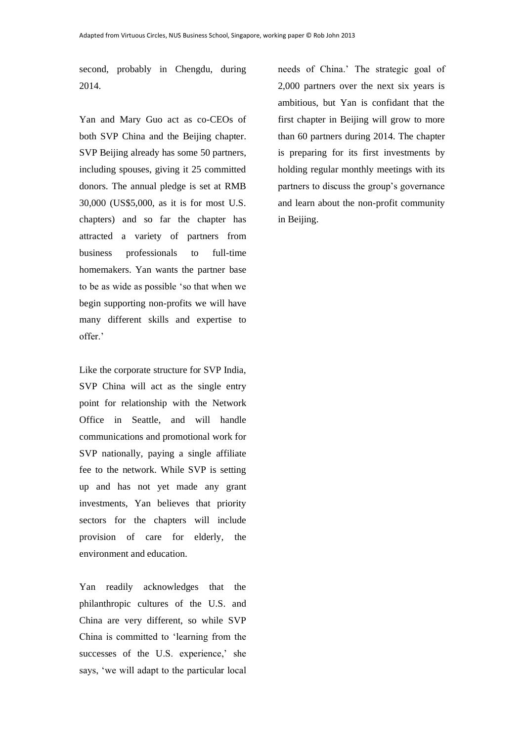second, probably in Chengdu, during 2014.

Yan and Mary Guo act as co-CEOs of both SVP China and the Beijing chapter. SVP Beijing already has some 50 partners, including spouses, giving it 25 committed donors. The annual pledge is set at RMB 30,000 (US$5,000, as it is for most U.S. chapters) and so far the chapter has attracted a variety of partners from business professionals to full-time homemakers. Yan wants the partner base to be as wide as possible 'so that when we begin supporting non-profits we will have many different skills and expertise to offer.'

Like the corporate structure for SVP India, SVP China will act as the single entry point for relationship with the Network Office in Seattle, and will handle communications and promotional work for SVP nationally, paying a single affiliate fee to the network. While SVP is setting up and has not yet made any grant investments, Yan believes that priority sectors for the chapters will include provision of care for elderly, the environment and education.

Yan readily acknowledges that the philanthropic cultures of the U.S. and China are very different, so while SVP China is committed to 'learning from the successes of the U.S. experience,' she says, 'we will adapt to the particular local needs of China.' The strategic goal of 2,000 partners over the next six years is ambitious, but Yan is confidant that the first chapter in Beijing will grow to more than 60 partners during 2014. The chapter is preparing for its first investments by holding regular monthly meetings with its partners to discuss the group's governance and learn about the non-profit community in Beijing.